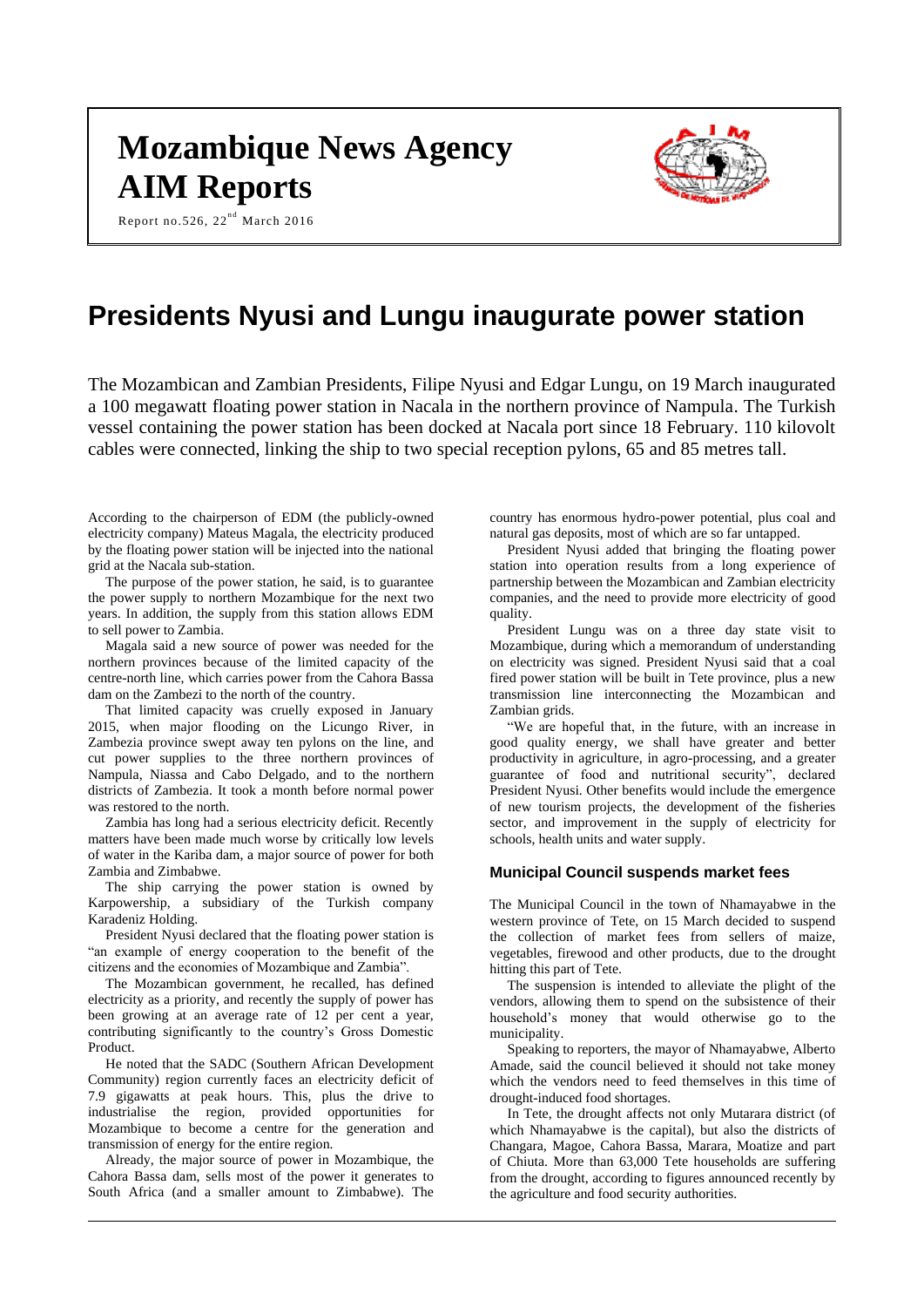# Mozambique News Agency
# AIM Reports

Report no.526, 22nd March 2016

# Presidents Nyusi and Lungu inaugurate power station

The Mozambican and Zambian Presidents, Filipe Nyusi and Edgar Lungu, on 19 March inaugurated a 100 megawatt floating power station in Nacala in the northern province of Nampula. The Turkish vessel containing the power station has been docked at Nacala port since 18 February. 110 kilovolt cables were connected, linking the ship to two special reception pylons, 65 and 85 metres tall.

According to the chairperson of EDM (the publicly-owned electricity company) Mateus Magala, the electricity produced by the floating power station will be injected into the national grid at the Nacala sub-station.

The purpose of the power station, he said, is to guarantee the power supply to northern Mozambique for the next two years. In addition, the supply from this station allows EDM to sell power to Zambia.

Magala said a new source of power was needed for the northern provinces because of the limited capacity of the centre-north line, which carries power from the Cahora Bassa dam on the Zambezi to the north of the country.

That limited capacity was cruelly exposed in January 2015, when major flooding on the Licungo River, in Zambezia province swept away ten pylons on the line, and cut power supplies to the three northern provinces of Nampula, Niassa and Cabo Delgado, and to the northern districts of Zambezia. It took a month before normal power was restored to the north.

Zambia has long had a serious electricity deficit. Recently matters have been made much worse by critically low levels of water in the Kariba dam, a major source of power for both Zambia and Zimbabwe.

The ship carrying the power station is owned by Karpowership, a subsidiary of the Turkish company Karadeniz Holding.

President Nyusi declared that the floating power station is "an example of energy cooperation to the benefit of the citizens and the economies of Mozambique and Zambia".

The Mozambican government, he recalled, has defined electricity as a priority, and recently the supply of power has been growing at an average rate of 12 per cent a year, contributing significantly to the country's Gross Domestic Product.

He noted that the SADC (Southern African Development Community) region currently faces an electricity deficit of 7.9 gigawatts at peak hours. This, plus the drive to industrialise the region, provided opportunities for Mozambique to become a centre for the generation and transmission of energy for the entire region.

Already, the major source of power in Mozambique, the Cahora Bassa dam, sells most of the power it generates to South Africa (and a smaller amount to Zimbabwe). The country has enormous hydro-power potential, plus coal and natural gas deposits, most of which are so far untapped.

President Nyusi added that bringing the floating power station into operation results from a long experience of partnership between the Mozambican and Zambian electricity companies, and the need to provide more electricity of good quality.

President Lungu was on a three day state visit to Mozambique, during which a memorandum of understanding on electricity was signed. President Nyusi said that a coal fired power station will be built in Tete province, plus a new transmission line interconnecting the Mozambican and Zambian grids.

"We are hopeful that, in the future, with an increase in good quality energy, we shall have greater and better productivity in agriculture, in agro-processing, and a greater guarantee of food and nutritional security", declared President Nyusi. Other benefits would include the emergence of new tourism projects, the development of the fisheries sector, and improvement in the supply of electricity for schools, health units and water supply.

### Municipal Council suspends market fees

The Municipal Council in the town of Nhamayabwe in the western province of Tete, on 15 March decided to suspend the collection of market fees from sellers of maize, vegetables, firewood and other products, due to the drought hitting this part of Tete.

The suspension is intended to alleviate the plight of the vendors, allowing them to spend on the subsistence of their household's money that would otherwise go to the municipality.

Speaking to reporters, the mayor of Nhamayabwe, Alberto Amade, said the council believed it should not take money which the vendors need to feed themselves in this time of drought-induced food shortages.

In Tete, the drought affects not only Mutarara district (of which Nhamayabwe is the capital), but also the districts of Changara, Magoe, Cahora Bassa, Marara, Moatize and part of Chiuta. More than 63,000 Tete households are suffering from the drought, according to figures announced recently by the agriculture and food security authorities.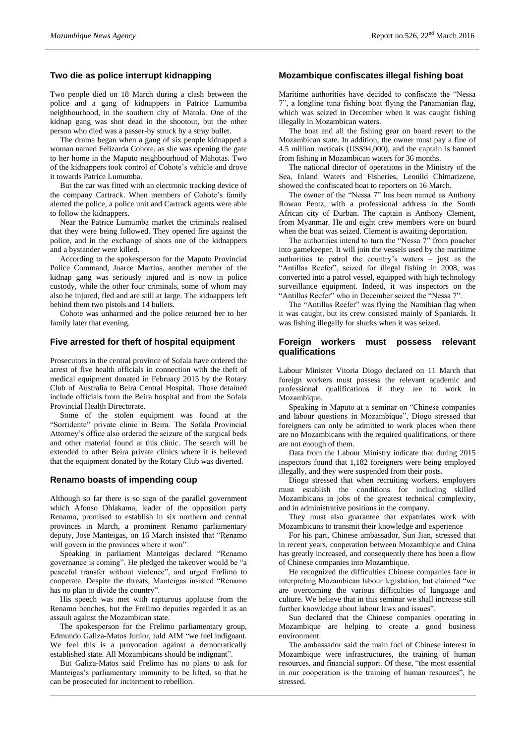## Two die as police interrupt kidnapping

Two people died on 18 March during a clash between the police and a gang of kidnappers in Patrice Lumumba neighbourhood, in the southern city of Matola. One of the kidnap gang was shot dead in the shootout, but the other person who died was a passer-by struck by a stray bullet.

The drama began when a gang of six people kidnapped a woman named Felizarda Cohote, as she was opening the gate to her home in the Maputo neighbourhood of Mahotas. Two of the kidnappers took control of Cohote's vehicle and drove it towards Patrice Lumumba.

But the car was fitted with an electronic tracking device of the company Cartrack. When members of Cohote's family alerted the police, a police unit and Cartrack agents were able to follow the kidnappers.

Near the Patrice Lumumba market the criminals realised that they were being followed. They opened fire against the police, and in the exchange of shots one of the kidnappers and a bystander were killed.

According to the spokesperson for the Maputo Provincial Police Command, Juarce Martins, another member of the kidnap gang was seriously injured and is now in police custody, while the other four criminals, some of whom may also be injured, fled and are still at large. The kidnappers left behind them two pistols and 14 bullets.

Cohote was unharmed and the police returned her to her family later that evening.

## Five arrested for theft of hospital equipment

Prosecutors in the central province of Sofala have ordered the arrest of five health officials in connection with the theft of medical equipment donated in February 2015 by the Rotary Club of Australia to Beira Central Hospital. Those detained include officials from the Beira hospital and from the Sofala Provincial Health Directorate.

Some of the stolen equipment was found at the "Sorridente" private clinic in Beira. The Sofala Provincial Attorney's office also ordered the seizure of the surgical beds and other material found at this clinic. The search will be extended to other Beira private clinics where it is believed that the equipment donated by the Rotary Club was diverted.

## Renamo boasts of impending coup

Although so far there is so sign of the parallel government which Afonso Dhlakama, leader of the opposition party Renamo, promised to establish in six northern and central provinces in March, a prominent Renamo parliamentary deputy, Jose Manteigas, on 16 March insisted that "Renamo will govern in the provinces where it won".

Speaking in parliament Manteigas declared "Renamo governance is coming". He pledged the takeover would be "a peaceful transfer without violence", and urged Frelimo to cooperate. Despite the threats, Manteigas insisted "Renamo has no plan to divide the country".

His speech was met with rapturous applause from the Renamo benches, but the Frelimo deputies regarded it as an assault against the Mozambican state.

The spokesperson for the Frelimo parliamentary group, Edmundo Galiza-Matos Junior, told AIM "we feel indignant. We feel this is a provocation against a democratically established state. All Mozambicans should be indignant".

But Galiza-Matos said Frelimo has no plans to ask for Manteigas's parliamentary immunity to be lifted, so that he can be prosecuted for incitement to rebellion.

## Mozambique confiscates illegal fishing boat

Maritime authorities have decided to confiscate the "Nessa 7", a longline tuna fishing boat flying the Panamanian flag, which was seized in December when it was caught fishing illegally in Mozambican waters.

The boat and all the fishing gear on board revert to the Mozambican state. In addition, the owner must pay a fine of 4.5 million meticais (US$94,000), and the captain is banned from fishing in Mozambican waters for 36 months.

The national director of operations in the Ministry of the Sea, Inland Waters and Fisheries, Leonild Chimarizene, showed the confiscated boat to reporters on 16 March.

The owner of the "Nessa 7" has been named as Anthony Rowan Pentz, with a professional address in the South African city of Durban. The captain is Anthony Clement, from Myanmar. He and eight crew members were on board when the boat was seized. Clement is awaiting deportation.

The authorities intend to turn the "Nessa 7" from poacher into gamekeeper. It will join the vessels used by the maritime authorities to patrol the country's waters – just as the "Antillas Reefer", seized for illegal fishing in 2008, was converted into a patrol vessel, equipped with high technology surveillance equipment. Indeed, it was inspectors on the "Antillas Reefer" who in December seized the "Nessa 7".

The "Antillas Reefer" was flying the Namibian flag when it was caught, but its crew consisted mainly of Spaniards. It was fishing illegally for sharks when it was seized.

## Foreign workers must possess relevant qualifications

Labour Minister Vitoria Diogo declared on 11 March that foreign workers must possess the relevant academic and professional qualifications if they are to work in Mozambique.

Speaking in Maputo at a seminar on "Chinese companies and labour questions in Mozambique", Diogo stressed that foreigners can only be admitted to work places when there are no Mozambicans with the required qualifications, or there are not enough of them.

Data from the Labour Ministry indicate that during 2015 inspectors found that 1,182 foreigners were being employed illegally, and they were suspended from their posts.

Diogo stressed that when recruiting workers, employers must establish the conditions for including skilled Mozambicans in jobs of the greatest technical complexity, and in administrative positions in the company.

They must also guarantee that expatriates work with Mozambicans to transmit their knowledge and experience

For his part, Chinese ambassador, Sun Jian, stressed that in recent years, cooperation between Mozambique and China has greatly increased, and consequently there has been a flow of Chinese companies into Mozambique.

He recognized the difficulties Chinese companies face in interpreting Mozambican labour legislation, but claimed "we are overcoming the various difficulties of language and culture. We believe that in this seminar we shall increase still further knowledge about labour laws and issues".

Sun declared that the Chinese companies operating in Mozambique are helping to create a good business environment.

The ambassador said the main foci of Chinese interest in Mozambique were infrastructures, the training of human resources, and financial support. Of these, "the most essential in our cooperation is the training of human resources", he stressed.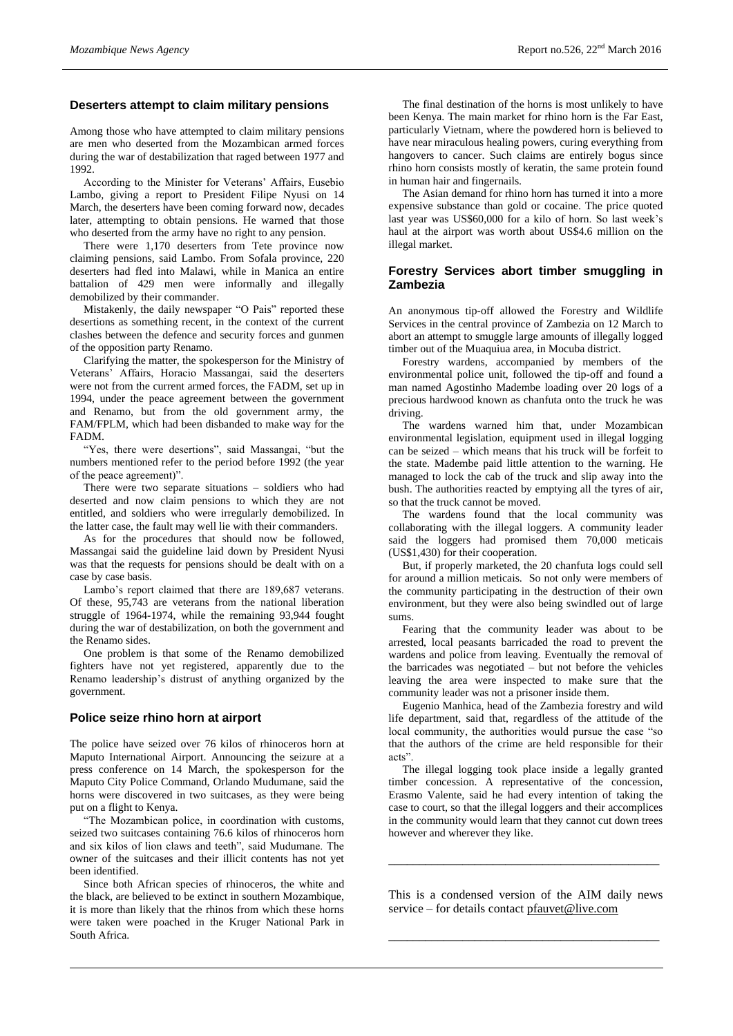## Deserters attempt to claim military pensions

Among those who have attempted to claim military pensions are men who deserted from the Mozambican armed forces during the war of destabilization that raged between 1977 and 1992.

According to the Minister for Veterans' Affairs, Eusebio Lambo, giving a report to President Filipe Nyusi on 14 March, the deserters have been coming forward now, decades later, attempting to obtain pensions. He warned that those who deserted from the army have no right to any pension.

There were 1,170 deserters from Tete province now claiming pensions, said Lambo. From Sofala province, 220 deserters had fled into Malawi, while in Manica an entire battalion of 429 men were informally and illegally demobilized by their commander.

Mistakenly, the daily newspaper "O Pais" reported these desertions as something recent, in the context of the current clashes between the defence and security forces and gunmen of the opposition party Renamo.

Clarifying the matter, the spokesperson for the Ministry of Veterans' Affairs, Horacio Massangai, said the deserters were not from the current armed forces, the FADM, set up in 1994, under the peace agreement between the government and Renamo, but from the old government army, the FAM/FPLM, which had been disbanded to make way for the FADM.

"Yes, there were desertions", said Massangai, "but the numbers mentioned refer to the period before 1992 (the year of the peace agreement)".

There were two separate situations – soldiers who had deserted and now claim pensions to which they are not entitled, and soldiers who were irregularly demobilized. In the latter case, the fault may well lie with their commanders.

As for the procedures that should now be followed, Massangai said the guideline laid down by President Nyusi was that the requests for pensions should be dealt with on a case by case basis.

Lambo's report claimed that there are 189,687 veterans. Of these, 95,743 are veterans from the national liberation struggle of 1964-1974, while the remaining 93,944 fought during the war of destabilization, on both the government and the Renamo sides.

One problem is that some of the Renamo demobilized fighters have not yet registered, apparently due to the Renamo leadership's distrust of anything organized by the government.

## Police seize rhino horn at airport

The police have seized over 76 kilos of rhinoceros horn at Maputo International Airport. Announcing the seizure at a press conference on 14 March, the spokesperson for the Maputo City Police Command, Orlando Mudumane, said the horns were discovered in two suitcases, as they were being put on a flight to Kenya.

"The Mozambican police, in coordination with customs, seized two suitcases containing 76.6 kilos of rhinoceros horn and six kilos of lion claws and teeth", said Mudumane. The owner of the suitcases and their illicit contents has not yet been identified.

Since both African species of rhinoceros, the white and the black, are believed to be extinct in southern Mozambique, it is more than likely that the rhinos from which these horns were taken were poached in the Kruger National Park in South Africa.

The final destination of the horns is most unlikely to have been Kenya. The main market for rhino horn is the Far East, particularly Vietnam, where the powdered horn is believed to have near miraculous healing powers, curing everything from hangovers to cancer. Such claims are entirely bogus since rhino horn consists mostly of keratin, the same protein found in human hair and fingernails.

The Asian demand for rhino horn has turned it into a more expensive substance than gold or cocaine. The price quoted last year was US$60,000 for a kilo of horn. So last week's haul at the airport was worth about US$4.6 million on the illegal market.

## Forestry Services abort timber smuggling in Zambezia

An anonymous tip-off allowed the Forestry and Wildlife Services in the central province of Zambezia on 12 March to abort an attempt to smuggle large amounts of illegally logged timber out of the Muaquiua area, in Mocuba district.

Forestry wardens, accompanied by members of the environmental police unit, followed the tip-off and found a man named Agostinho Madembe loading over 20 logs of a precious hardwood known as chanfuta onto the truck he was driving.

The wardens warned him that, under Mozambican environmental legislation, equipment used in illegal logging can be seized – which means that his truck will be forfeit to the state. Madembe paid little attention to the warning. He managed to lock the cab of the truck and slip away into the bush. The authorities reacted by emptying all the tyres of air, so that the truck cannot be moved.

The wardens found that the local community was collaborating with the illegal loggers. A community leader said the loggers had promised them 70,000 meticais (US$1,430) for their cooperation.

But, if properly marketed, the 20 chanfuta logs could sell for around a million meticais. So not only were members of the community participating in the destruction of their own environment, but they were also being swindled out of large sums.

Fearing that the community leader was about to be arrested, local peasants barricaded the road to prevent the wardens and police from leaving. Eventually the removal of the barricades was negotiated – but not before the vehicles leaving the area were inspected to make sure that the community leader was not a prisoner inside them.

Eugenio Manhica, head of the Zambezia forestry and wild life department, said that, regardless of the attitude of the local community, the authorities would pursue the case "so that the authors of the crime are held responsible for their acts".

The illegal logging took place inside a legally granted timber concession. A representative of the concession, Erasmo Valente, said he had every intention of taking the case to court, so that the illegal loggers and their accomplices in the community would learn that they cannot cut down trees however and wherever they like.

---

This is a condensed version of the AIM daily news service – for details contact pfauvet@live.com

---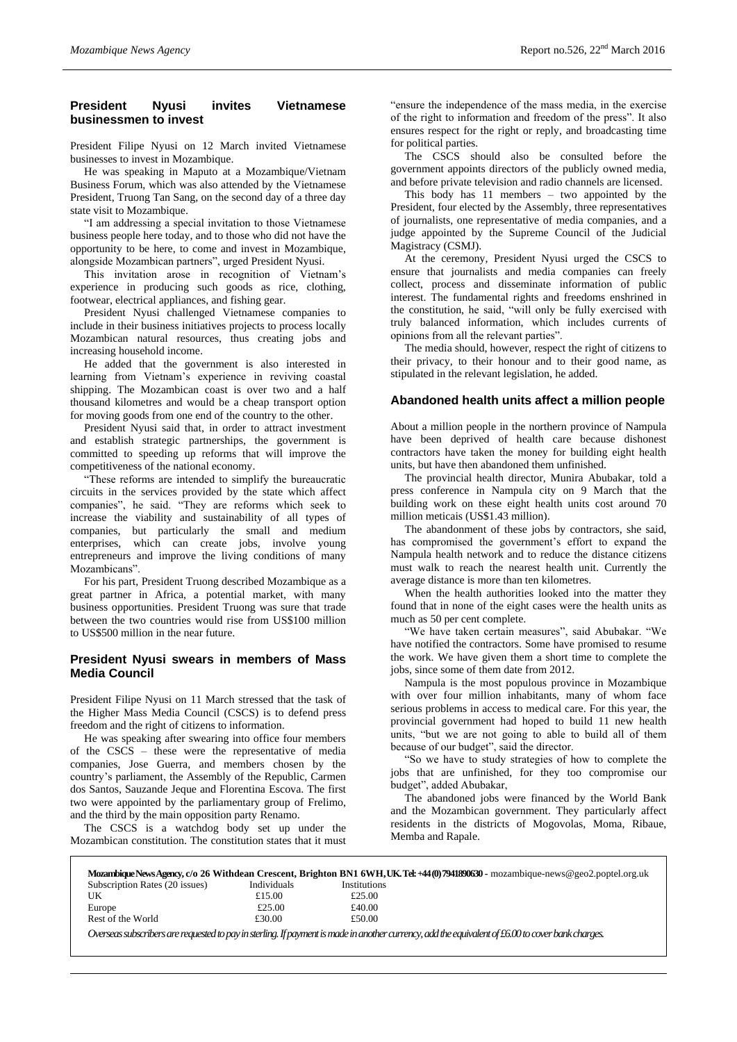## President Nyusi invites Vietnamese businessmen to invest

President Filipe Nyusi on 12 March invited Vietnamese businesses to invest in Mozambique.

He was speaking in Maputo at a Mozambique/Vietnam Business Forum, which was also attended by the Vietnamese President, Truong Tan Sang, on the second day of a three day state visit to Mozambique.

"I am addressing a special invitation to those Vietnamese business people here today, and to those who did not have the opportunity to be here, to come and invest in Mozambique, alongside Mozambican partners", urged President Nyusi.

This invitation arose in recognition of Vietnam's experience in producing such goods as rice, clothing, footwear, electrical appliances, and fishing gear.

President Nyusi challenged Vietnamese companies to include in their business initiatives projects to process locally Mozambican natural resources, thus creating jobs and increasing household income.

He added that the government is also interested in learning from Vietnam's experience in reviving coastal shipping. The Mozambican coast is over two and a half thousand kilometres and would be a cheap transport option for moving goods from one end of the country to the other.

President Nyusi said that, in order to attract investment and establish strategic partnerships, the government is committed to speeding up reforms that will improve the competitiveness of the national economy.

"These reforms are intended to simplify the bureaucratic circuits in the services provided by the state which affect companies", he said. "They are reforms which seek to increase the viability and sustainability of all types of companies, but particularly the small and medium enterprises, which can create jobs, involve young entrepreneurs and improve the living conditions of many Mozambicans".

For his part, President Truong described Mozambique as a great partner in Africa, a potential market, with many business opportunities. President Truong was sure that trade between the two countries would rise from US$100 million to US$500 million in the near future.

## President Nyusi swears in members of Mass Media Council

President Filipe Nyusi on 11 March stressed that the task of the Higher Mass Media Council (CSCS) is to defend press freedom and the right of citizens to information.

He was speaking after swearing into office four members of the CSCS – these were the representative of media companies, Jose Guerra, and members chosen by the country's parliament, the Assembly of the Republic, Carmen dos Santos, Sauzande Jeque and Florentina Escova. The first two were appointed by the parliamentary group of Frelimo, and the third by the main opposition party Renamo.

The CSCS is a watchdog body set up under the Mozambican constitution. The constitution states that it must "ensure the independence of the mass media, in the exercise of the right to information and freedom of the press". It also ensures respect for the right or reply, and broadcasting time for political parties.

The CSCS should also be consulted before the government appoints directors of the publicly owned media, and before private television and radio channels are licensed.

This body has 11 members – two appointed by the President, four elected by the Assembly, three representatives of journalists, one representative of media companies, and a judge appointed by the Supreme Council of the Judicial Magistracy (CSMJ).

At the ceremony, President Nyusi urged the CSCS to ensure that journalists and media companies can freely collect, process and disseminate information of public interest. The fundamental rights and freedoms enshrined in the constitution, he said, "will only be fully exercised with truly balanced information, which includes currents of opinions from all the relevant parties".

The media should, however, respect the right of citizens to their privacy, to their honour and to their good name, as stipulated in the relevant legislation, he added.

## Abandoned health units affect a million people

About a million people in the northern province of Nampula have been deprived of health care because dishonest contractors have taken the money for building eight health units, but have then abandoned them unfinished.

The provincial health director, Munira Abubakar, told a press conference in Nampula city on 9 March that the building work on these eight health units cost around 70 million meticais (US$1.43 million).

The abandonment of these jobs by contractors, she said, has compromised the government's effort to expand the Nampula health network and to reduce the distance citizens must walk to reach the nearest health unit. Currently the average distance is more than ten kilometres.

When the health authorities looked into the matter they found that in none of the eight cases were the health units as much as 50 per cent complete.

"We have taken certain measures", said Abubakar. "We have notified the contractors. Some have promised to resume the work. We have given them a short time to complete the jobs, since some of them date from 2012.

Nampula is the most populous province in Mozambique with over four million inhabitants, many of whom face serious problems in access to medical care. For this year, the provincial government had hoped to build 11 new health units, "but we are not going to able to build all of them because of our budget", said the director.

"So we have to study strategies of how to complete the jobs that are unfinished, for they too compromise our budget", added Abubakar,

The abandoned jobs were financed by the World Bank and the Mozambican government. They particularly affect residents in the districts of Mogovolas, Moma, Ribaue, Memba and Rapale.

---

**Mozambique News Agency, c/o 26 Withdean Crescent, Brighton BN1 6WH, UK. Tel: +44 (0) 7941890630** - mozambique-news@geo2.poptel.org.uk

| Subscription Rates (20 issues) | Individuals | Institutions |
|---|---|---|
| UK | £15.00 | £25.00 |
| Europe | £25.00 | £40.00 |
| Rest of the World | £30.00 | £50.00 |

*Overseas subscribers are requested to pay in sterling. If payment is made in another currency, add the equivalent of £6.00 to cover bank charges.*